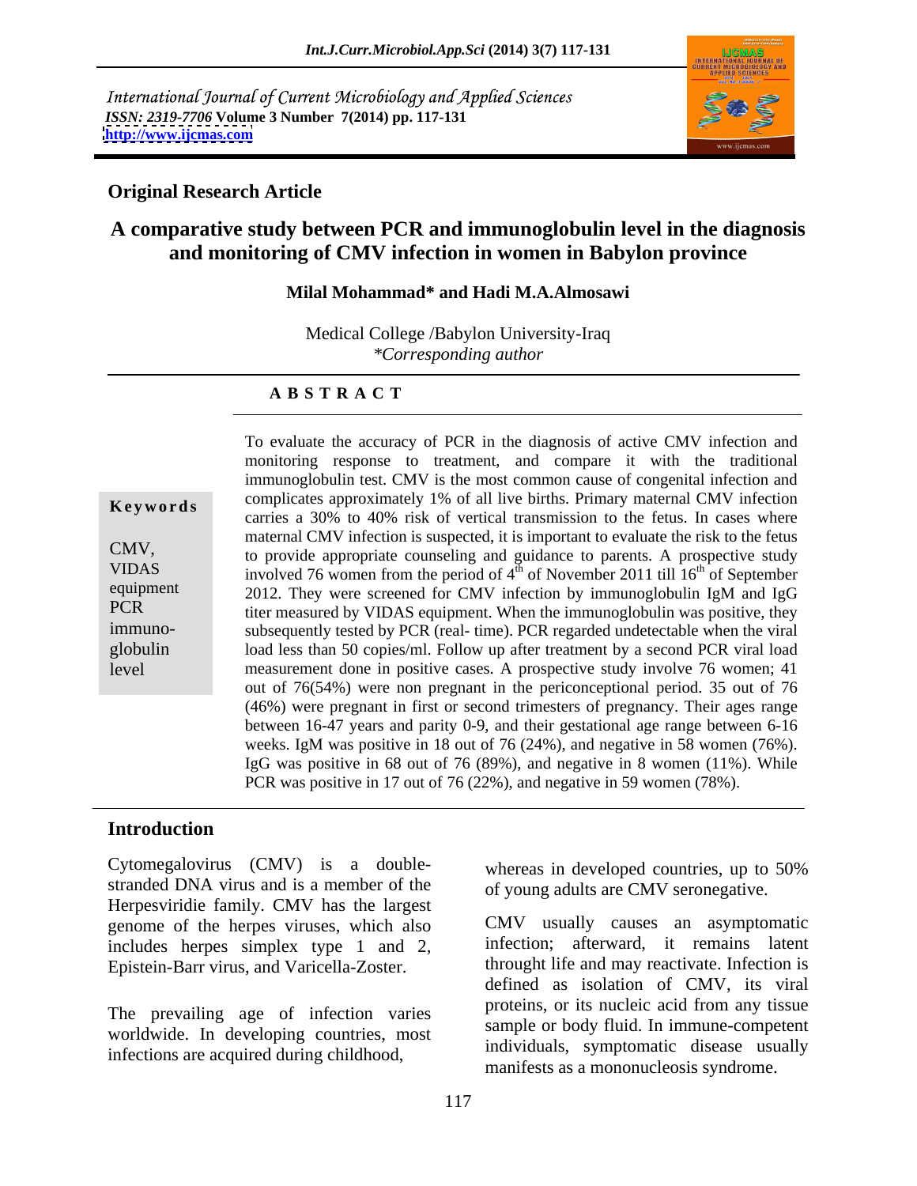International Journal of Current Microbiology and Applied Sciences
*ISSN: 2319-7706* **Volume 3 Number 7(2014) pp. 117-131**
**http://www.ijcmas.com**

**Original Research Article**

# A comparative study between PCR and immunoglobulin level in the diagnosis and monitoring of CMV infection in women in Babylon province

**Milal Mohammad\* and Hadi M.A.Almosawi**

Medical College /Babylon University-Iraq
*\*Corresponding author*

**A B S T R A C T**

**Keywords**

CMV, VIDAS equipment PCR immuno-globulin level

To evaluate the accuracy of PCR in the diagnosis of active CMV infection and monitoring response to treatment, and compare it with the traditional immunoglobulin test. CMV is the most common cause of congenital infection and complicates approximately 1% of all live births. Primary maternal CMV infection carries a 30% to 40% risk of vertical transmission to the fetus. In cases where maternal CMV infection is suspected, it is important to evaluate the risk to the fetus to provide appropriate counseling and guidance to parents. A prospective study involved 76 women from the period of 4th of November 2011 till 16th of September 2012. They were screened for CMV infection by immunoglobulin IgM and IgG titer measured by VIDAS equipment. When the immunoglobulin was positive, they subsequently tested by PCR (real- time). PCR regarded undetectable when the viral load less than 50 copies/ml. Follow up after treatment by a second PCR viral load measurement done in positive cases. A prospective study involve 76 women; 41 out of 76(54%) were non pregnant in the periconceptional period. 35 out of 76 (46%) were pregnant in first or second trimesters of pregnancy. Their ages range between 16-47 years and parity 0-9, and their gestational age range between 6-16 weeks. IgM was positive in 18 out of 76 (24%), and negative in 58 women (76%). IgG was positive in 68 out of 76 (89%), and negative in 8 women (11%). While PCR was positive in 17 out of 76 (22%), and negative in 59 women (78%).

## Introduction

Cytomegalovirus (CMV) is a double-stranded DNA virus and is a member of the Herpesviridie family. CMV has the largest genome of the herpes viruses, which also includes herpes simplex type 1 and 2, Epistein-Barr virus, and Varicella-Zoster.

The prevailing age of infection varies worldwide. In developing countries, most infections are acquired during childhood, whereas in developed countries, up to 50% of young adults are CMV seronegative.

CMV usually causes an asymptomatic infection; afterward, it remains latent throught life and may reactivate. Infection is defined as isolation of CMV, its viral proteins, or its nucleic acid from any tissue sample or body fluid. In immune-competent individuals, symptomatic disease usually manifests as a mononucleosis syndrome.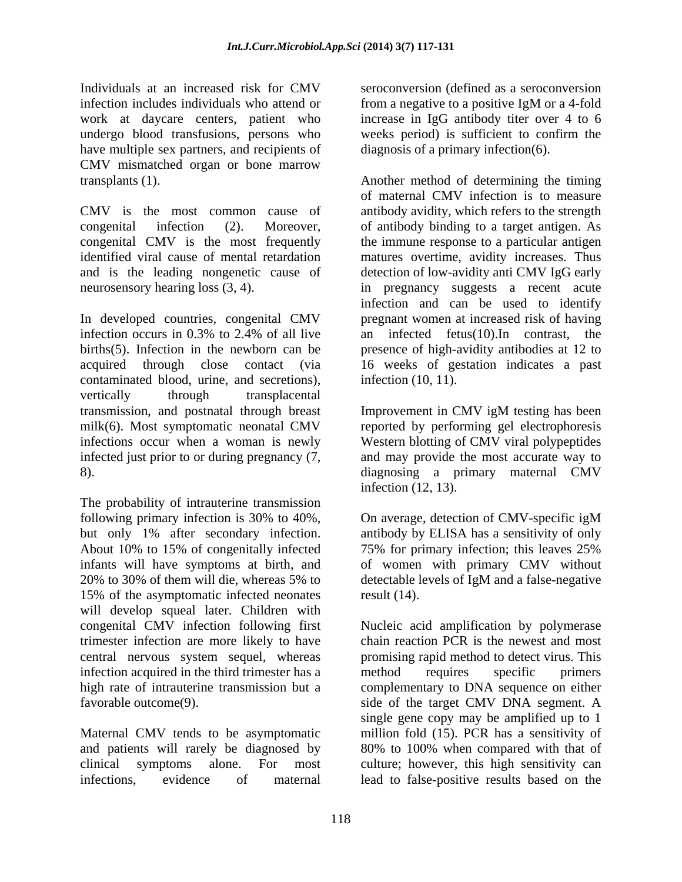Individuals at an increased risk for CMV infection includes individuals who attend or work at daycare centers, patient who undergo blood transfusions, persons who have multiple sex partners, and recipients of CMV mismatched organ or bone marrow transplants (1).

CMV is the most common cause of congenital infection (2). Moreover, congenital CMV is the most frequently identified viral cause of mental retardation and is the leading nongenetic cause of neurosensory hearing loss (3, 4).

In developed countries, congenital CMV infection occurs in 0.3% to 2.4% of all live births(5). Infection in the newborn can be acquired through close contact (via contaminated blood, urine, and secretions), vertically through transplacental transmission, and postnatal through breast milk(6). Most symptomatic neonatal CMV infections occur when a woman is newly infected just prior to or during pregnancy (7, 8).

The probability of intrauterine transmission following primary infection is 30% to 40%, but only 1% after secondary infection. About 10% to 15% of congenitally infected infants will have symptoms at birth, and 20% to 30% of them will die, whereas 5% to 15% of the asymptomatic infected neonates will develop squeal later. Children with congenital CMV infection following first trimester infection are more likely to have central nervous system sequel, whereas infection acquired in the third trimester has a high rate of intrauterine transmission but a favorable outcome(9).

Maternal CMV tends to be asymptomatic and patients will rarely be diagnosed by clinical symptoms alone. For most infections, evidence of maternal seroconversion (defined as a seroconversion from a negative to a positive IgM or a 4-fold increase in IgG antibody titer over 4 to 6 weeks period) is sufficient to confirm the diagnosis of a primary infection(6).

Another method of determining the timing of maternal CMV infection is to measure antibody avidity, which refers to the strength of antibody binding to a target antigen. As the immune response to a particular antigen matures overtime, avidity increases. Thus detection of low-avidity anti CMV IgG early in pregnancy suggests a recent acute infection and can be used to identify pregnant women at increased risk of having an infected fetus(10).In contrast, the presence of high-avidity antibodies at 12 to 16 weeks of gestation indicates a past infection (10, 11).

Improvement in CMV igM testing has been reported by performing gel electrophoresis Western blotting of CMV viral polypeptides and may provide the most accurate way to diagnosing a primary maternal CMV infection (12, 13).

On average, detection of CMV-specific igM antibody by ELISA has a sensitivity of only 75% for primary infection; this leaves 25% of women with primary CMV without detectable levels of IgM and a false-negative result (14).

Nucleic acid amplification by polymerase chain reaction PCR is the newest and most promising rapid method to detect virus. This method requires specific primers complementary to DNA sequence on either side of the target CMV DNA segment. A single gene copy may be amplified up to 1 million fold (15). PCR has a sensitivity of 80% to 100% when compared with that of culture; however, this high sensitivity can lead to false-positive results based on the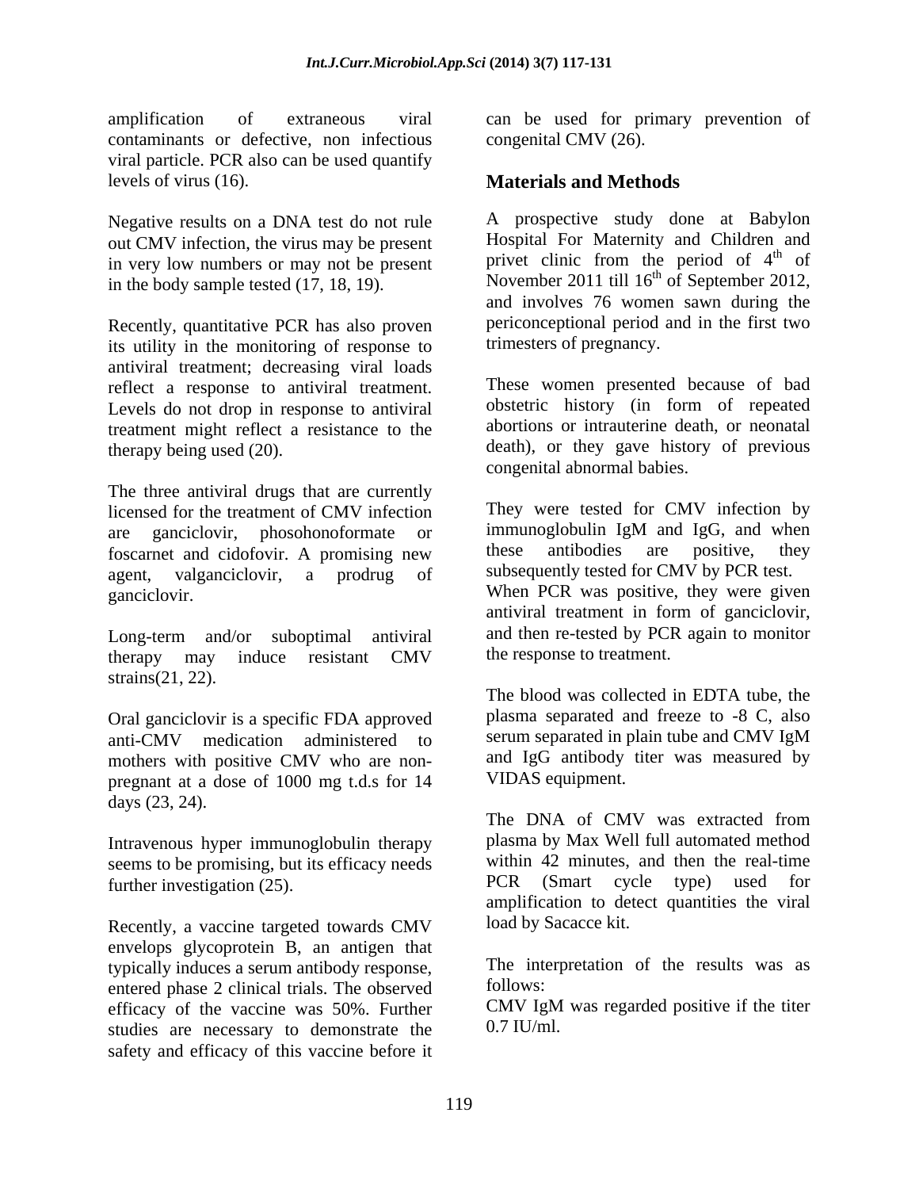amplification of extraneous viral contaminants or defective, non infectious viral particle. PCR also can be used quantify levels of virus (16).

Negative results on a DNA test do not rule out CMV infection, the virus may be present in very low numbers or may not be present in the body sample tested (17, 18, 19).

Recently, quantitative PCR has also proven its utility in the monitoring of response to antiviral treatment; decreasing viral loads reflect a response to antiviral treatment. Levels do not drop in response to antiviral treatment might reflect a resistance to the therapy being used (20).

The three antiviral drugs that are currently licensed for the treatment of CMV infection are ganciclovir, phosohonoformate or foscarnet and cidofovir. A promising new agent, valganciclovir, a prodrug of ganciclovir.

Long-term and/or suboptimal antiviral therapy may induce resistant CMV strains(21, 22).

Oral ganciclovir is a specific FDA approved anti-CMV medication administered to mothers with positive CMV who are non-pregnant at a dose of 1000 mg t.d.s for 14 days (23, 24).

Intravenous hyper immunoglobulin therapy seems to be promising, but its efficacy needs further investigation (25).

Recently, a vaccine targeted towards CMV envelops glycoprotein B, an antigen that typically induces a serum antibody response, entered phase 2 clinical trials. The observed efficacy of the vaccine was 50%. Further studies are necessary to demonstrate the safety and efficacy of this vaccine before it can be used for primary prevention of congenital CMV (26).

## Materials and Methods

A prospective study done at Babylon Hospital For Maternity and Children and privet clinic from the period of 4th of November 2011 till 16th of September 2012, and involves 76 women sawn during the periconceptional period and in the first two trimesters of pregnancy.

These women presented because of bad obstetric history (in form of repeated abortions or intrauterine death, or neonatal death), or they gave history of previous congenital abnormal babies.

They were tested for CMV infection by immunoglobulin IgM and IgG, and when these antibodies are positive, they subsequently tested for CMV by PCR test. When PCR was positive, they were given antiviral treatment in form of ganciclovir, and then re-tested by PCR again to monitor the response to treatment.

The blood was collected in EDTA tube, the plasma separated and freeze to -8 C, also serum separated in plain tube and CMV IgM and IgG antibody titer was measured by VIDAS equipment.

The DNA of CMV was extracted from plasma by Max Well full automated method within 42 minutes, and then the real-time PCR (Smart cycle type) used for amplification to detect quantities the viral load by Sacacce kit.

The interpretation of the results was as follows:

CMV IgM was regarded positive if the titer 0.7 IU/ml.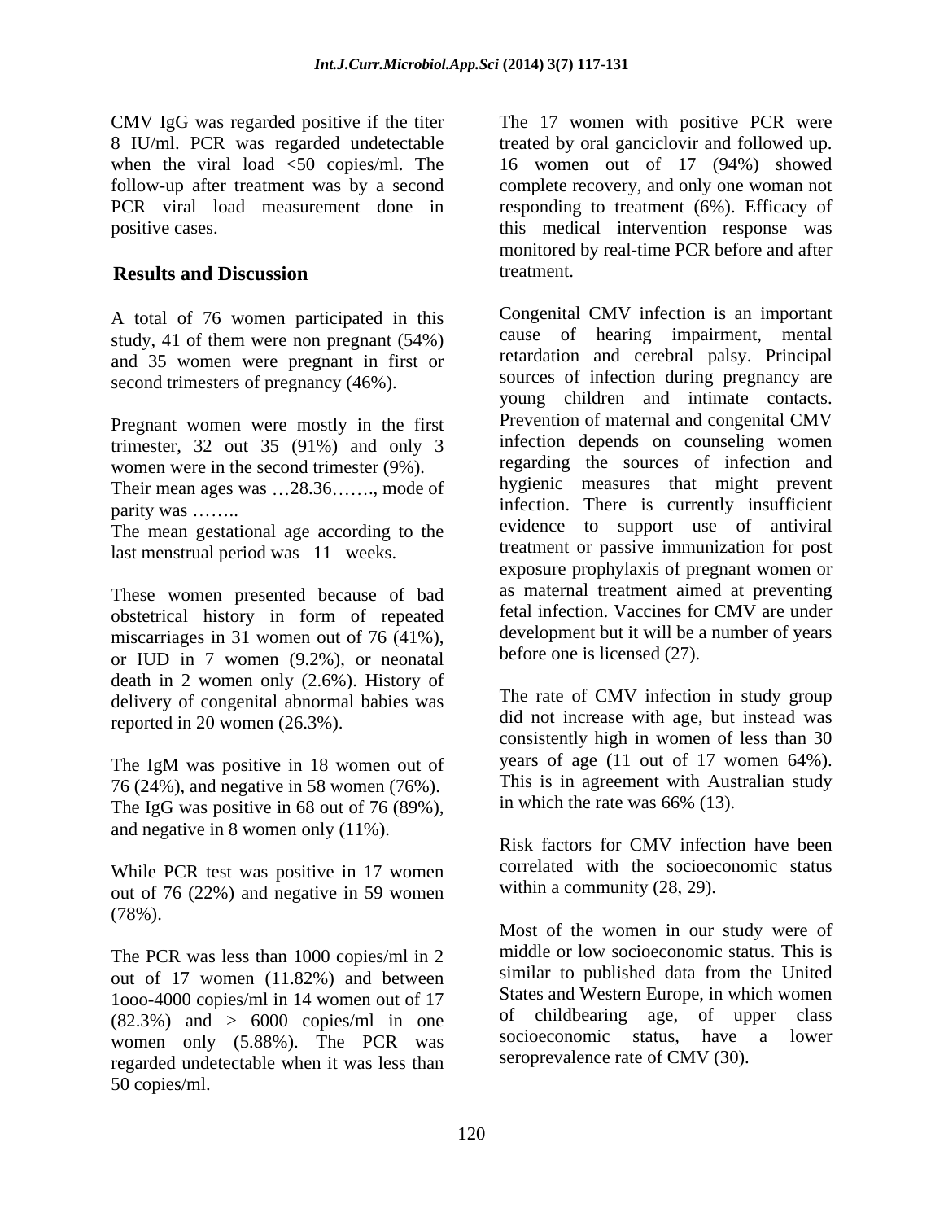CMV IgG was regarded positive if the titer 8 IU/ml. PCR was regarded undetectable when the viral load <50 copies/ml. The follow-up after treatment was by a second PCR viral load measurement done in positive cases.

## Results and Discussion

A total of 76 women participated in this study, 41 of them were non pregnant (54%) and 35 women were pregnant in first or second trimesters of pregnancy (46%).

Pregnant women were mostly in the first trimester, 32 out 35 (91%) and only 3 women were in the second trimester (9%). Their mean ages was …28.36……., mode of parity was ……..

The mean gestational age according to the last menstrual period was 11 weeks.

These women presented because of bad obstetrical history in form of repeated miscarriages in 31 women out of 76 (41%), or IUD in 7 women (9.2%), or neonatal death in 2 women only (2.6%). History of delivery of congenital abnormal babies was reported in 20 women (26.3%).

The IgM was positive in 18 women out of 76 (24%), and negative in 58 women (76%). The IgG was positive in 68 out of 76 (89%), and negative in 8 women only (11%).

While PCR test was positive in 17 women out of 76 (22%) and negative in 59 women (78%).

The PCR was less than 1000 copies/ml in 2 out of 17 women (11.82%) and between 1ooo-4000 copies/ml in 14 women out of 17 (82.3%) and > 6000 copies/ml in one women only (5.88%). The PCR was regarded undetectable when it was less than 50 copies/ml.

The 17 women with positive PCR were treated by oral ganciclovir and followed up. 16 women out of 17 (94%) showed complete recovery, and only one woman not responding to treatment (6%). Efficacy of this medical intervention response was monitored by real-time PCR before and after treatment.

Congenital CMV infection is an important cause of hearing impairment, mental retardation and cerebral palsy. Principal sources of infection during pregnancy are young children and intimate contacts. Prevention of maternal and congenital CMV infection depends on counseling women regarding the sources of infection and hygienic measures that might prevent infection. There is currently insufficient evidence to support use of antiviral treatment or passive immunization for post exposure prophylaxis of pregnant women or as maternal treatment aimed at preventing fetal infection. Vaccines for CMV are under development but it will be a number of years before one is licensed (27).

The rate of CMV infection in study group did not increase with age, but instead was consistently high in women of less than 30 years of age (11 out of 17 women 64%). This is in agreement with Australian study in which the rate was 66% (13).

Risk factors for CMV infection have been correlated with the socioeconomic status within a community (28, 29).

Most of the women in our study were of middle or low socioeconomic status. This is similar to published data from the United States and Western Europe, in which women of childbearing age, of upper class socioeconomic status, have a lower seroprevalence rate of CMV (30).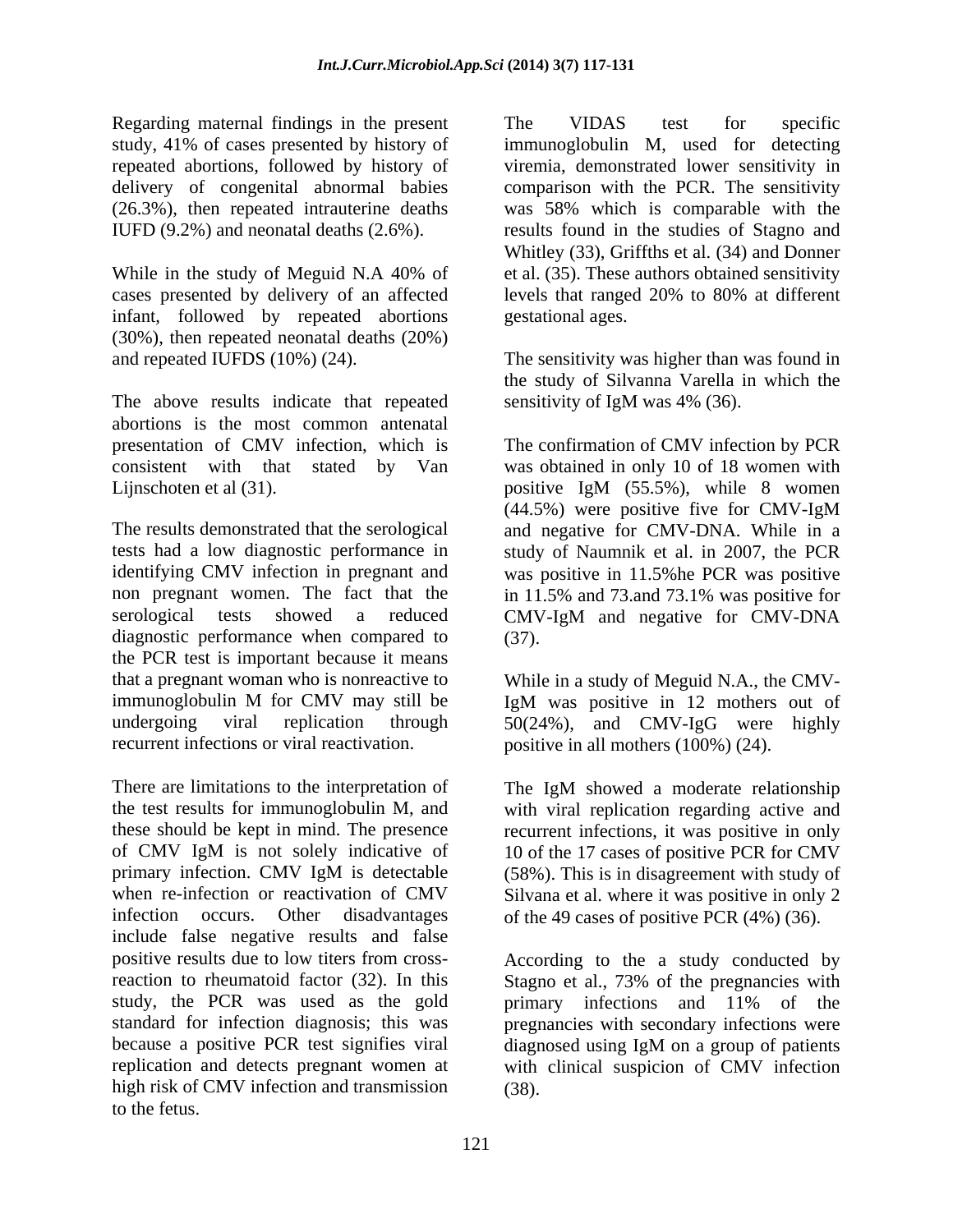Regarding maternal findings in the present study, 41% of cases presented by history of repeated abortions, followed by history of delivery of congenital abnormal babies (26.3%), then repeated intrauterine deaths IUFD (9.2%) and neonatal deaths (2.6%).

While in the study of Meguid N.A 40% of cases presented by delivery of an affected infant, followed by repeated abortions (30%), then repeated neonatal deaths (20%) and repeated IUFDS (10%) (24).

The above results indicate that repeated abortions is the most common antenatal presentation of CMV infection, which is consistent with that stated by Van Lijnschoten et al (31).

The results demonstrated that the serological tests had a low diagnostic performance in identifying CMV infection in pregnant and non pregnant women. The fact that the serological tests showed a reduced diagnostic performance when compared to the PCR test is important because it means that a pregnant woman who is nonreactive to immunoglobulin M for CMV may still be undergoing viral replication through recurrent infections or viral reactivation.

There are limitations to the interpretation of the test results for immunoglobulin M, and these should be kept in mind. The presence of CMV IgM is not solely indicative of primary infection. CMV IgM is detectable when re-infection or reactivation of CMV infection occurs. Other disadvantages include false negative results and false positive results due to low titers from cross-reaction to rheumatoid factor (32). In this study, the PCR was used as the gold standard for infection diagnosis; this was because a positive PCR test signifies viral replication and detects pregnant women at high risk of CMV infection and transmission to the fetus.

The VIDAS test for specific immunoglobulin M, used for detecting viremia, demonstrated lower sensitivity in comparison with the PCR. The sensitivity was 58% which is comparable with the results found in the studies of Stagno and Whitley (33), Griffths et al. (34) and Donner et al. (35). These authors obtained sensitivity levels that ranged 20% to 80% at different gestational ages.

The sensitivity was higher than was found in the study of Silvanna Varella in which the sensitivity of IgM was 4% (36).

The confirmation of CMV infection by PCR was obtained in only 10 of 18 women with positive IgM (55.5%), while 8 women (44.5%) were positive five for CMV-IgM and negative for CMV-DNA. While in a study of Naumnik et al. in 2007, the PCR was positive in 11.5%he PCR was positive in 11.5% and 73.and 73.1% was positive for CMV-IgM and negative for CMV-DNA (37).

While in a study of Meguid N.A., the CMV-IgM was positive in 12 mothers out of 50(24%), and CMV-IgG were highly positive in all mothers (100%) (24).

The IgM showed a moderate relationship with viral replication regarding active and recurrent infections, it was positive in only 10 of the 17 cases of positive PCR for CMV (58%). This is in disagreement with study of Silvana et al. where it was positive in only 2 of the 49 cases of positive PCR (4%) (36).

According to the a study conducted by Stagno et al., 73% of the pregnancies with primary infections and 11% of the pregnancies with secondary infections were diagnosed using IgM on a group of patients with clinical suspicion of CMV infection (38).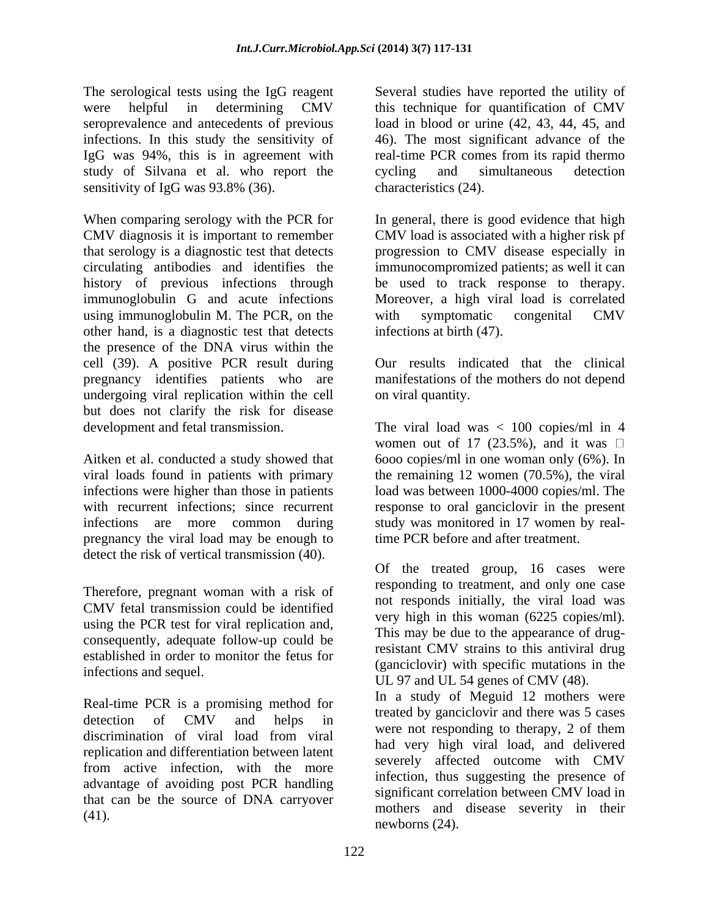The serological tests using the IgG reagent were helpful in determining CMV seroprevalence and antecedents of previous infections. In this study the sensitivity of IgG was 94%, this is in agreement with study of Silvana et al. who report the sensitivity of IgG was 93.8% (36).

When comparing serology with the PCR for CMV diagnosis it is important to remember that serology is a diagnostic test that detects circulating antibodies and identifies the history of previous infections through immunoglobulin G and acute infections using immunoglobulin M. The PCR, on the other hand, is a diagnostic test that detects the presence of the DNA virus within the cell (39). A positive PCR result during pregnancy identifies patients who are undergoing viral replication within the cell but does not clarify the risk for disease development and fetal transmission.

Aitken et al. conducted a study showed that viral loads found in patients with primary infections were higher than those in patients with recurrent infections; since recurrent infections are more common during pregnancy the viral load may be enough to detect the risk of vertical transmission (40).

Therefore, pregnant woman with a risk of CMV fetal transmission could be identified using the PCR test for viral replication and, consequently, adequate follow-up could be established in order to monitor the fetus for infections and sequel.

Real-time PCR is a promising method for detection of CMV and helps in discrimination of viral load from viral replication and differentiation between latent from active infection, with the more advantage of avoiding post PCR handling that can be the source of DNA carryover (41).

Several studies have reported the utility of this technique for quantification of CMV load in blood or urine (42, 43, 44, 45, and 46). The most significant advance of the real-time PCR comes from its rapid thermo cycling and simultaneous detection characteristics (24).

In general, there is good evidence that high CMV load is associated with a higher risk pf progression to CMV disease especially in immunocompromized patients; as well it can be used to track response to therapy. Moreover, a high viral load is correlated with symptomatic congenital CMV infections at birth (47).

Our results indicated that the clinical manifestations of the mothers do not depend on viral quantity.

The viral load was < 100 copies/ml in 4 women out of 17 (23.5%), and it was □ 6ooo copies/ml in one woman only (6%). In the remaining 12 women (70.5%), the viral load was between 1000-4000 copies/ml. The response to oral ganciclovir in the present study was monitored in 17 women by real-time PCR before and after treatment.

Of the treated group, 16 cases were responding to treatment, and only one case not responds initially, the viral load was very high in this woman (6225 copies/ml). This may be due to the appearance of drug-resistant CMV strains to this antiviral drug (ganciclovir) with specific mutations in the UL 97 and UL 54 genes of CMV (48).

In a study of Meguid 12 mothers were treated by ganciclovir and there was 5 cases were not responding to therapy, 2 of them had very high viral load, and delivered severely affected outcome with CMV infection, thus suggesting the presence of significant correlation between CMV load in mothers and disease severity in their newborns (24).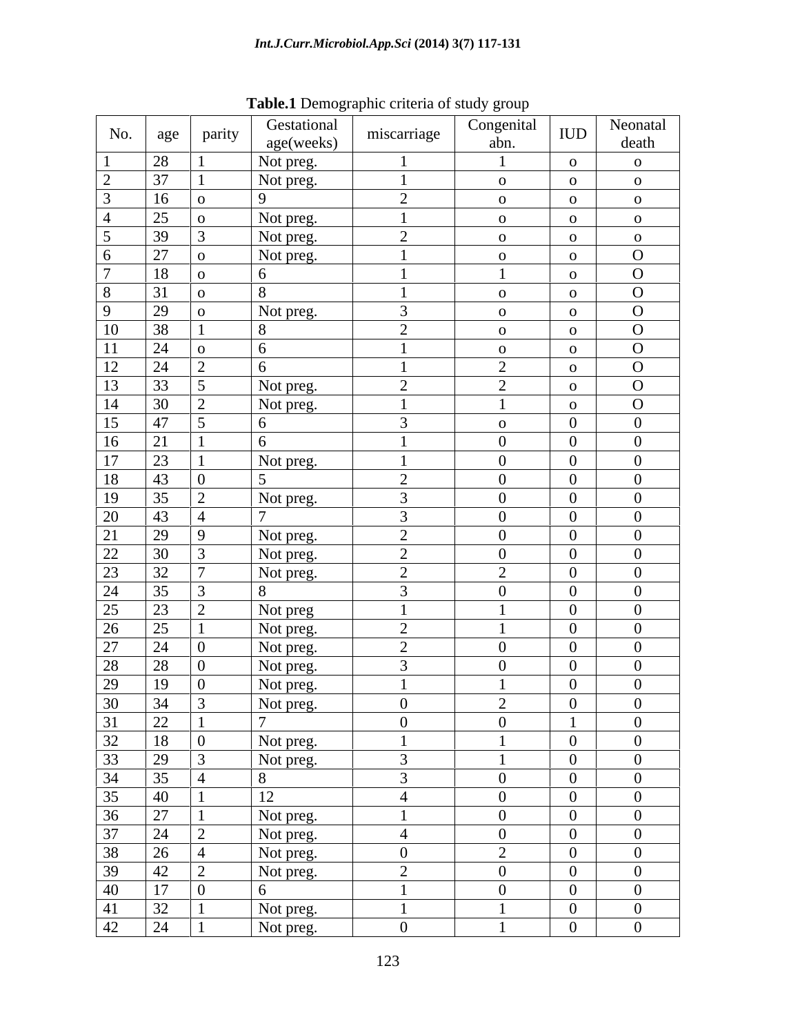**Table.1** Demographic criteria of study group

| No. | age | parity | Gestational age(weeks) | miscarriage | Congenital abn. | IUD | Neonatal death |
|---|---|---|---|---|---|---|---|
| 1 | 28 | 1 | Not preg. | 1 | 1 | o | o |
| 2 | 37 | 1 | Not preg. | 1 | o | o | o |
| 3 | 16 | o | 9 | 2 | o | o | o |
| 4 | 25 | o | Not preg. | 1 | o | o | o |
| 5 | 39 | 3 | Not preg. | 2 | o | o | o |
| 6 | 27 | o | Not preg. | 1 | o | o | O |
| 7 | 18 | o | 6 | 1 | 1 | o | O |
| 8 | 31 | o | 8 | 1 | o | o | O |
| 9 | 29 | o | Not preg. | 3 | o | o | O |
| 10 | 38 | 1 | 8 | 2 | o | o | O |
| 11 | 24 | o | 6 | 1 | o | o | O |
| 12 | 24 | 2 | 6 | 1 | 2 | o | O |
| 13 | 33 | 5 | Not preg. | 2 | 2 | o | O |
| 14 | 30 | 2 | Not preg. | 1 | 1 | o | O |
| 15 | 47 | 5 | 6 | 3 | o | 0 | 0 |
| 16 | 21 | 1 | 6 | 1 | 0 | 0 | 0 |
| 17 | 23 | 1 | Not preg. | 1 | 0 | 0 | 0 |
| 18 | 43 | 0 | 5 | 2 | 0 | 0 | 0 |
| 19 | 35 | 2 | Not preg. | 3 | 0 | 0 | 0 |
| 20 | 43 | 4 | 7 | 3 | 0 | 0 | 0 |
| 21 | 29 | 9 | Not preg. | 2 | 0 | 0 | 0 |
| 22 | 30 | 3 | Not preg. | 2 | 0 | 0 | 0 |
| 23 | 32 | 7 | Not preg. | 2 | 2 | 0 | 0 |
| 24 | 35 | 3 | 8 | 3 | 0 | 0 | 0 |
| 25 | 23 | 2 | Not preg | 1 | 1 | 0 | 0 |
| 26 | 25 | 1 | Not preg. | 2 | 1 | 0 | 0 |
| 27 | 24 | 0 | Not preg. | 2 | 0 | 0 | 0 |
| 28 | 28 | 0 | Not preg. | 3 | 0 | 0 | 0 |
| 29 | 19 | 0 | Not preg. | 1 | 1 | 0 | 0 |
| 30 | 34 | 3 | Not preg. | 0 | 2 | 0 | 0 |
| 31 | 22 | 1 | 7 | 0 | 0 | 1 | 0 |
| 32 | 18 | 0 | Not preg. | 1 | 1 | 0 | 0 |
| 33 | 29 | 3 | Not preg. | 3 | 1 | 0 | 0 |
| 34 | 35 | 4 | 8 | 3 | 0 | 0 | 0 |
| 35 | 40 | 1 | 12 | 4 | 0 | 0 | 0 |
| 36 | 27 | 1 | Not preg. | 1 | 0 | 0 | 0 |
| 37 | 24 | 2 | Not preg. | 4 | 0 | 0 | 0 |
| 38 | 26 | 4 | Not preg. | 0 | 2 | 0 | 0 |
| 39 | 42 | 2 | Not preg. | 2 | 0 | 0 | 0 |
| 40 | 17 | 0 | 6 | 1 | 0 | 0 | 0 |
| 41 | 32 | 1 | Not preg. | 1 | 1 | 0 | 0 |
| 42 | 24 | 1 | Not preg. | 0 | 1 | 0 | 0 |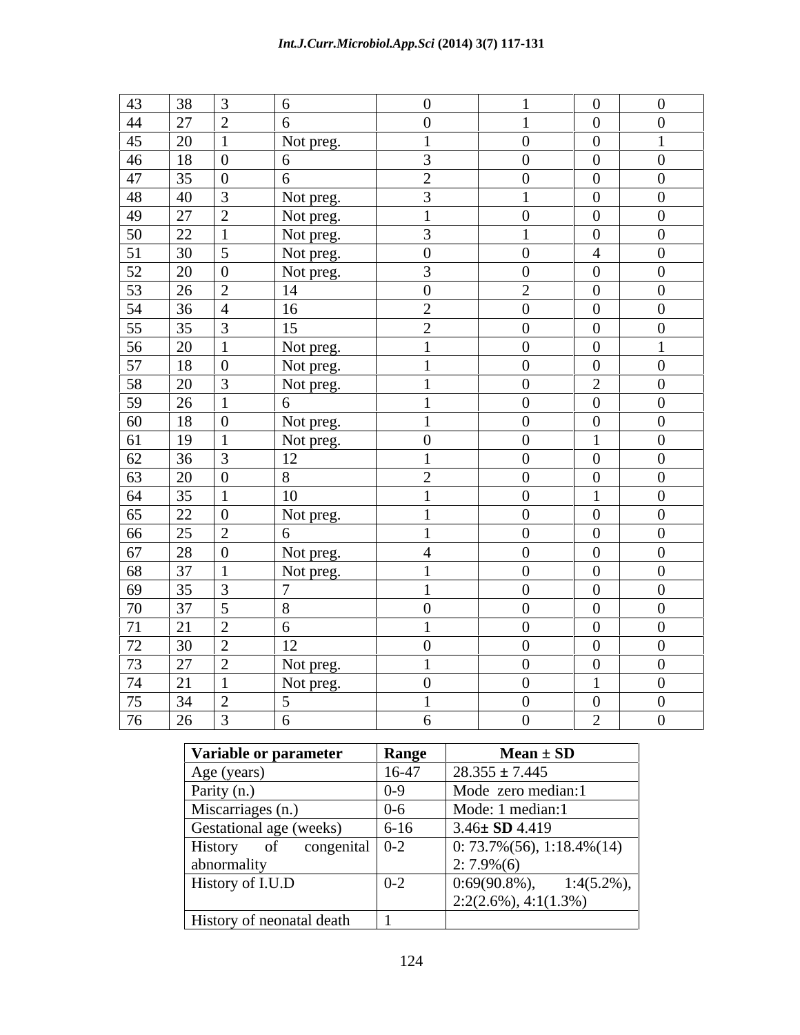| | | | | | | | |
|---|---|---|---|---|---|---|---|
| 43 | 38 | 3 | 6 | 0 | 1 | 0 | 0 |
| 44 | 27 | 2 | 6 | 0 | 1 | 0 | 0 |
| 45 | 20 | 1 | Not preg. | 1 | 0 | 0 | 1 |
| 46 | 18 | 0 | 6 | 3 | 0 | 0 | 0 |
| 47 | 35 | 0 | 6 | 2 | 0 | 0 | 0 |
| 48 | 40 | 3 | Not preg. | 3 | 1 | 0 | 0 |
| 49 | 27 | 2 | Not preg. | 1 | 0 | 0 | 0 |
| 50 | 22 | 1 | Not preg. | 3 | 1 | 0 | 0 |
| 51 | 30 | 5 | Not preg. | 0 | 0 | 4 | 0 |
| 52 | 20 | 0 | Not preg. | 3 | 0 | 0 | 0 |
| 53 | 26 | 2 | 14 | 0 | 2 | 0 | 0 |
| 54 | 36 | 4 | 16 | 2 | 0 | 0 | 0 |
| 55 | 35 | 3 | 15 | 2 | 0 | 0 | 0 |
| 56 | 20 | 1 | Not preg. | 1 | 0 | 0 | 1 |
| 57 | 18 | 0 | Not preg. | 1 | 0 | 0 | 0 |
| 58 | 20 | 3 | Not preg. | 1 | 0 | 2 | 0 |
| 59 | 26 | 1 | 6 | 1 | 0 | 0 | 0 |
| 60 | 18 | 0 | Not preg. | 1 | 0 | 0 | 0 |
| 61 | 19 | 1 | Not preg. | 0 | 0 | 1 | 0 |
| 62 | 36 | 3 | 12 | 1 | 0 | 0 | 0 |
| 63 | 20 | 0 | 8 | 2 | 0 | 0 | 0 |
| 64 | 35 | 1 | 10 | 1 | 0 | 1 | 0 |
| 65 | 22 | 0 | Not preg. | 1 | 0 | 0 | 0 |
| 66 | 25 | 2 | 6 | 1 | 0 | 0 | 0 |
| 67 | 28 | 0 | Not preg. | 4 | 0 | 0 | 0 |
| 68 | 37 | 1 | Not preg. | 1 | 0 | 0 | 0 |
| 69 | 35 | 3 | 7 | 1 | 0 | 0 | 0 |
| 70 | 37 | 5 | 8 | 0 | 0 | 0 | 0 |
| 71 | 21 | 2 | 6 | 1 | 0 | 0 | 0 |
| 72 | 30 | 2 | 12 | 0 | 0 | 0 | 0 |
| 73 | 27 | 2 | Not preg. | 1 | 0 | 0 | 0 |
| 74 | 21 | 1 | Not preg. | 0 | 0 | 1 | 0 |
| 75 | 34 | 2 | 5 | 1 | 0 | 0 | 0 |
| 76 | 26 | 3 | 6 | 6 | 0 | 2 | 0 |

| Variable or parameter | Range | Mean ± SD |
|---|---|---|
| Age (years) | 16-47 | 28.355 ± 7.445 |
| Parity (n.) | 0-9 | Mode zero median:1 |
| Miscarriages (n.) | 0-6 | Mode: 1 median:1 |
| Gestational age (weeks) | 6-16 | 3.46± **SD** 4.419 |
| History of congenital abnormality | 0-2 | 0: 73.7%(56), 1:18.4%(14) 2: 7.9%(6) |
| History of I.U.D | 0-2 | 0:69(90.8%), 1:4(5.2%), 2:2(2.6%), 4:1(1.3%) |
| History of neonatal death | 1 | |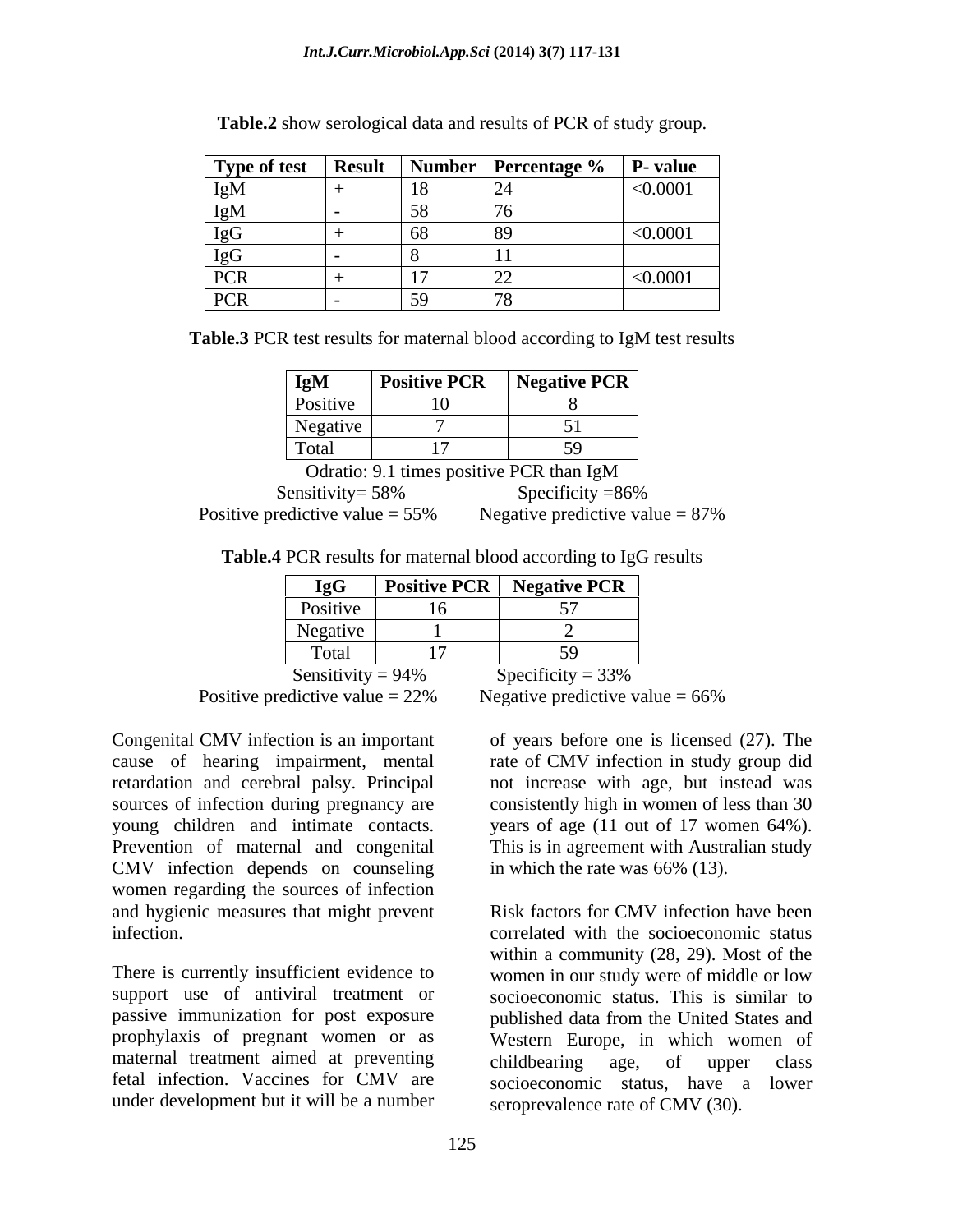**Table.2** show serological data and results of PCR of study group.

| Type of test | Result | Number | Percentage % | P- value |
|---|---|---|---|---|
| IgM | + | 18 | 24 | <0.0001 |
| IgM | - | 58 | 76 | |
| IgG | + | 68 | 89 | <0.0001 |
| IgG | - | 8 | 11 | |
| PCR | + | 17 | 22 | <0.0001 |
| PCR | - | 59 | 78 | |

**Table.3** PCR test results for maternal blood according to IgM test results

| IgM | Positive PCR | Negative PCR |
|---|---|---|
| Positive | 10 | 8 |
| Negative | 7 | 51 |
| Total | 17 | 59 |

Odratio: 9.1 times positive PCR than IgM

Sensitivity= 58% Specificity =86%

Positive predictive value = 55% Negative predictive value = 87%

**Table.4** PCR results for maternal blood according to IgG results

| IgG | Positive PCR | Negative PCR |
|---|---|---|
| Positive | 16 | 57 |
| Negative | 1 | 2 |
| Total | 17 | 59 |

Sensitivity = 94% Specificity = 33%

Positive predictive value = 22% Negative predictive value = 66%

Congenital CMV infection is an important cause of hearing impairment, mental retardation and cerebral palsy. Principal sources of infection during pregnancy are young children and intimate contacts. Prevention of maternal and congenital CMV infection depends on counseling women regarding the sources of infection and hygienic measures that might prevent infection.

There is currently insufficient evidence to support use of antiviral treatment or passive immunization for post exposure prophylaxis of pregnant women or as maternal treatment aimed at preventing fetal infection. Vaccines for CMV are under development but it will be a number of years before one is licensed (27). The rate of CMV infection in study group did not increase with age, but instead was consistently high in women of less than 30 years of age (11 out of 17 women 64%). This is in agreement with Australian study in which the rate was 66% (13).

Risk factors for CMV infection have been correlated with the socioeconomic status within a community (28, 29). Most of the women in our study were of middle or low socioeconomic status. This is similar to published data from the United States and Western Europe, in which women of childbearing age, of upper class socioeconomic status, have a lower seroprevalence rate of CMV (30).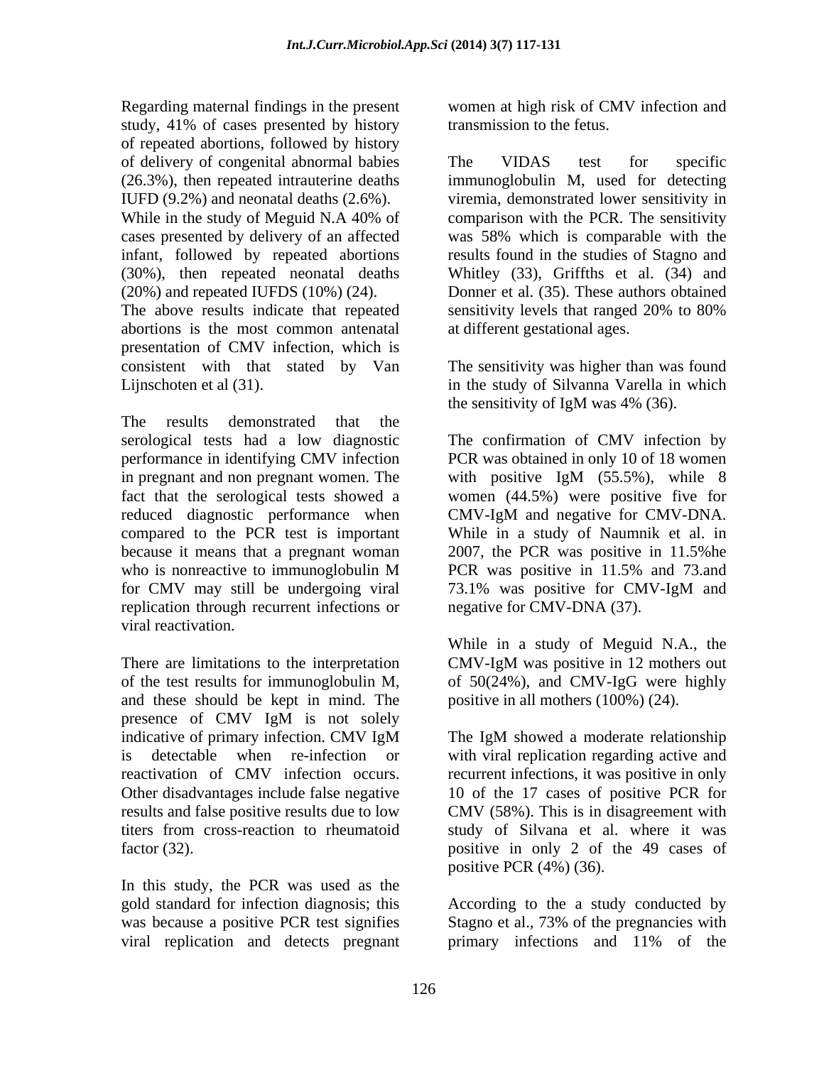Regarding maternal findings in the present study, 41% of cases presented by history of repeated abortions, followed by history of delivery of congenital abnormal babies (26.3%), then repeated intrauterine deaths IUFD (9.2%) and neonatal deaths (2.6%). While in the study of Meguid N.A 40% of cases presented by delivery of an affected infant, followed by repeated abortions (30%), then repeated neonatal deaths (20%) and repeated IUFDS (10%) (24). The above results indicate that repeated abortions is the most common antenatal presentation of CMV infection, which is consistent with that stated by Van Lijnschoten et al (31).

The results demonstrated that the serological tests had a low diagnostic performance in identifying CMV infection in pregnant and non pregnant women. The fact that the serological tests showed a reduced diagnostic performance when compared to the PCR test is important because it means that a pregnant woman who is nonreactive to immunoglobulin M for CMV may still be undergoing viral replication through recurrent infections or viral reactivation.

There are limitations to the interpretation of the test results for immunoglobulin M, and these should be kept in mind. The presence of CMV IgM is not solely indicative of primary infection. CMV IgM is detectable when re-infection or reactivation of CMV infection occurs. Other disadvantages include false negative results and false positive results due to low titers from cross-reaction to rheumatoid factor (32).

In this study, the PCR was used as the gold standard for infection diagnosis; this was because a positive PCR test signifies viral replication and detects pregnant women at high risk of CMV infection and transmission to the fetus.

The VIDAS test for specific immunoglobulin M, used for detecting viremia, demonstrated lower sensitivity in comparison with the PCR. The sensitivity was 58% which is comparable with the results found in the studies of Stagno and Whitley (33), Griffths et al. (34) and Donner et al. (35). These authors obtained sensitivity levels that ranged 20% to 80% at different gestational ages.

The sensitivity was higher than was found in the study of Silvanna Varella in which the sensitivity of IgM was 4% (36).

The confirmation of CMV infection by PCR was obtained in only 10 of 18 women with positive IgM (55.5%), while 8 women (44.5%) were positive five for CMV-IgM and negative for CMV-DNA. While in a study of Naumnik et al. in 2007, the PCR was positive in 11.5%he PCR was positive in 11.5% and 73.and 73.1% was positive for CMV-IgM and negative for CMV-DNA (37).

While in a study of Meguid N.A., the CMV-IgM was positive in 12 mothers out of 50(24%), and CMV-IgG were highly positive in all mothers (100%) (24).

The IgM showed a moderate relationship with viral replication regarding active and recurrent infections, it was positive in only 10 of the 17 cases of positive PCR for CMV (58%). This is in disagreement with study of Silvana et al. where it was positive in only 2 of the 49 cases of positive PCR (4%) (36).

According to the a study conducted by Stagno et al., 73% of the pregnancies with primary infections and 11% of the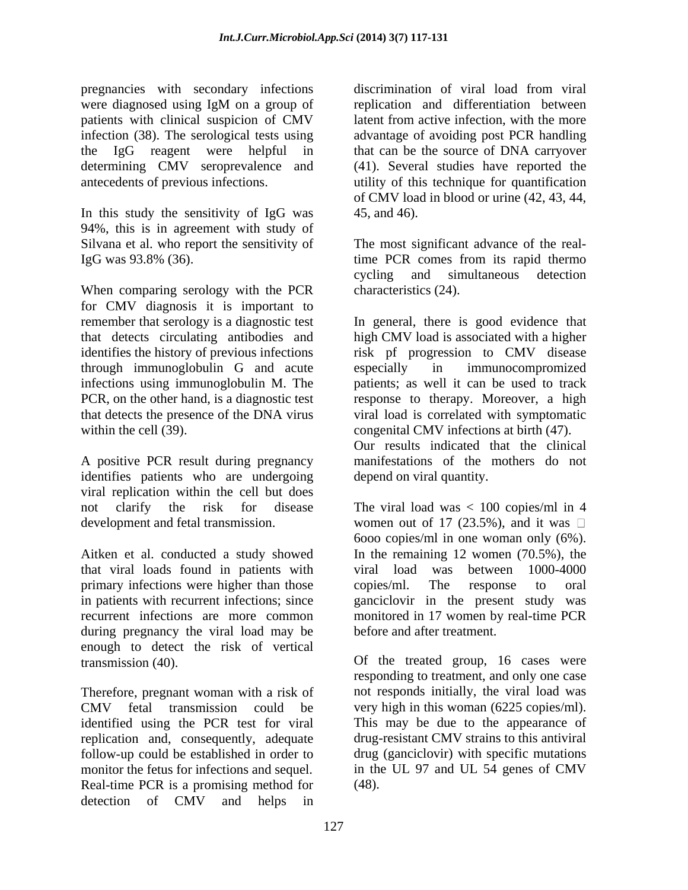pregnancies with secondary infections were diagnosed using IgM on a group of patients with clinical suspicion of CMV infection (38). The serological tests using the IgG reagent were helpful in determining CMV seroprevalence and antecedents of previous infections.

In this study the sensitivity of IgG was 94%, this is in agreement with study of Silvana et al. who report the sensitivity of IgG was 93.8% (36).

When comparing serology with the PCR for CMV diagnosis it is important to remember that serology is a diagnostic test that detects circulating antibodies and identifies the history of previous infections through immunoglobulin G and acute infections using immunoglobulin M. The PCR, on the other hand, is a diagnostic test that detects the presence of the DNA virus within the cell (39).

A positive PCR result during pregnancy identifies patients who are undergoing viral replication within the cell but does not clarify the risk for disease development and fetal transmission.

Aitken et al. conducted a study showed that viral loads found in patients with primary infections were higher than those in patients with recurrent infections; since recurrent infections are more common during pregnancy the viral load may be enough to detect the risk of vertical transmission (40).

Therefore, pregnant woman with a risk of CMV fetal transmission could be identified using the PCR test for viral replication and, consequently, adequate follow-up could be established in order to monitor the fetus for infections and sequel. Real-time PCR is a promising method for detection of CMV and helps in discrimination of viral load from viral replication and differentiation between latent from active infection, with the more advantage of avoiding post PCR handling that can be the source of DNA carryover (41). Several studies have reported the utility of this technique for quantification of CMV load in blood or urine (42, 43, 44, 45, and 46).

The most significant advance of the real-time PCR comes from its rapid thermo cycling and simultaneous detection characteristics (24).

In general, there is good evidence that high CMV load is associated with a higher risk pf progression to CMV disease especially in immunocompromized patients; as well it can be used to track response to therapy. Moreover, a high viral load is correlated with symptomatic congenital CMV infections at birth (47). Our results indicated that the clinical manifestations of the mothers do not depend on viral quantity.

The viral load was < 100 copies/ml in 4 women out of 17 (23.5%), and it was □ 6ooo copies/ml in one woman only (6%). In the remaining 12 women (70.5%), the viral load was between 1000-4000 copies/ml. The response to oral ganciclovir in the present study was monitored in 17 women by real-time PCR before and after treatment.

Of the treated group, 16 cases were responding to treatment, and only one case not responds initially, the viral load was very high in this woman (6225 copies/ml). This may be due to the appearance of drug-resistant CMV strains to this antiviral drug (ganciclovir) with specific mutations in the UL 97 and UL 54 genes of CMV (48).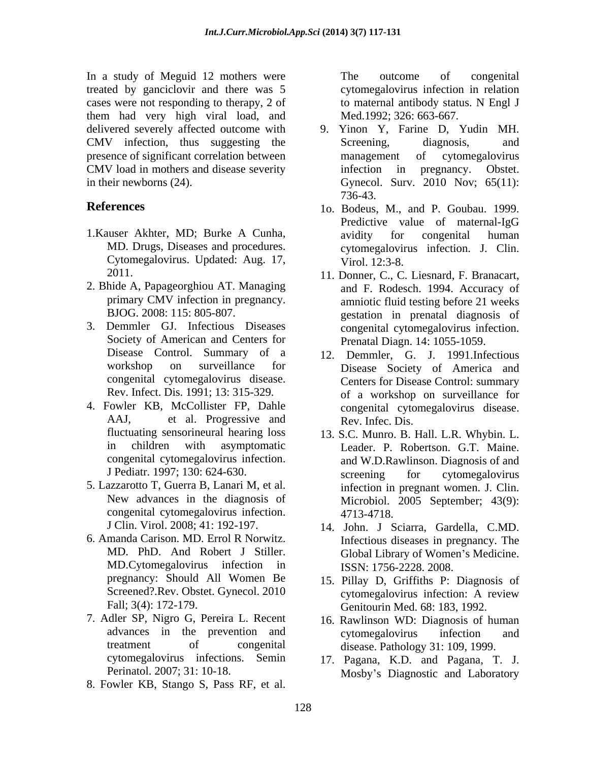In a study of Meguid 12 mothers were treated by ganciclovir and there was 5 cases were not responding to therapy, 2 of them had very high viral load, and delivered severely affected outcome with CMV infection, thus suggesting the presence of significant correlation between CMV load in mothers and disease severity in their newborns (24).

## References

1.Kauser Akhter, MD; Burke A Cunha, MD. Drugs, Diseases and procedures. Cytomegalovirus. Updated: Aug. 17, 2011.

2. Bhide A, Papageorghiou AT. Managing primary CMV infection in pregnancy. BJOG. 2008: 115: 805-807.

3. Demmler GJ. Infectious Diseases Society of American and Centers for Disease Control. Summary of a workshop on surveillance for congenital cytomegalovirus disease. Rev. Infect. Dis. 1991; 13: 315-329.

4. Fowler KB, McCollister FP, Dahle AAJ, et al. Progressive and fluctuating sensorineural hearing loss in children with asymptomatic congenital cytomegalovirus infection. J Pediatr. 1997; 130: 624-630.

5. Lazzarotto T, Guerra B, Lanari M, et al. New advances in the diagnosis of congenital cytomegalovirus infection. J Clin. Virol. 2008; 41: 192-197.

6. Amanda Carison. MD. Errol R Norwitz. MD. PhD. And Robert J Stiller. MD.Cytomegalovirus infection in pregnancy: Should All Women Be Screened?.Rev. Obstet. Gynecol. 2010 Fall; 3(4): 172-179.

7. Adler SP, Nigro G, Pereira L. Recent advances in the prevention and treatment of congenital cytomegalovirus infections. Semin Perinatol. 2007; 31: 10-18.

8. Fowler KB, Stango S, Pass RF, et al. The outcome of congenital cytomegalovirus infection in relation to maternal antibody status. N Engl J Med.1992; 326: 663-667.

9. Yinon Y, Farine D, Yudin MH. Screening, diagnosis, and management of cytomegalovirus infection in pregnancy. Obstet. Gynecol. Surv. 2010 Nov; 65(11): 736-43.

1o. Bodeus, M., and P. Goubau. 1999. Predictive value of maternal-IgG avidity for congenital human cytomegalovirus infection. J. Clin. Virol. 12:3-8.

11. Donner, C., C. Liesnard, F. Branacart, and F. Rodesch. 1994. Accuracy of amniotic fluid testing before 21 weeks gestation in prenatal diagnosis of congenital cytomegalovirus infection. Prenatal Diagn. 14: 1055-1059.

12. Demmler, G. J. 1991.Infectious Disease Society of America and Centers for Disease Control: summary of a workshop on surveillance for congenital cytomegalovirus disease. Rev. Infec. Dis.

13. S.C. Munro. B. Hall. L.R. Whybin. L. Leader. P. Robertson. G.T. Maine. and W.D.Rawlinson. Diagnosis of and screening for cytomegalovirus infection in pregnant women. J. Clin. Microbiol. 2005 September; 43(9): 4713-4718.

14. John. J Sciarra, Gardella, C.MD. Infectious diseases in pregnancy. The Global Library of Women's Medicine. ISSN: 1756-2228. 2008.

15. Pillay D, Griffiths P: Diagnosis of cytomegalovirus infection: A review Genitourin Med. 68: 183, 1992.

16. Rawlinson WD: Diagnosis of human cytomegalovirus infection and disease. Pathology 31: 109, 1999.

17. Pagana, K.D. and Pagana, T. J. Mosby's Diagnostic and Laboratory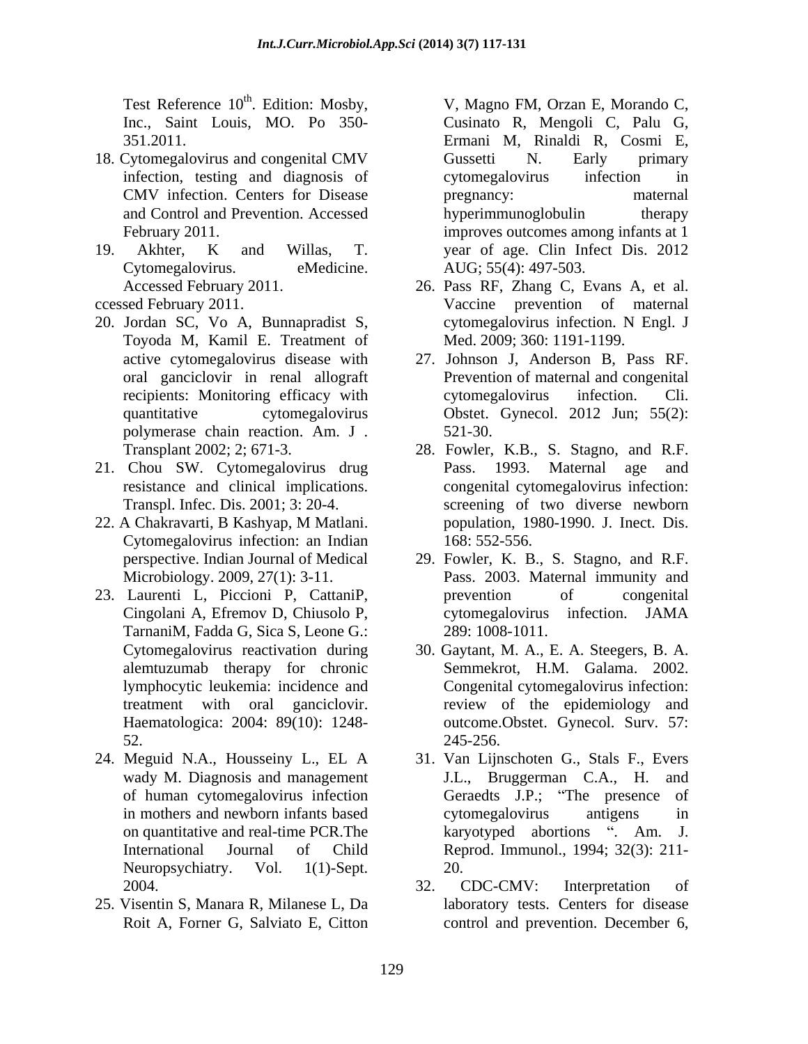Test Reference 10th. Edition: Mosby, Inc., Saint Louis, MO. Po 350-351.2011.

18. Cytomegalovirus and congenital CMV infection, testing and diagnosis of CMV infection. Centers for Disease and Control and Prevention. Accessed February 2011.
19. Akhter, K and Willas, T. Cytomegalovirus. eMedicine. Accessed February 2011.

ccessed February 2011.

20. Jordan SC, Vo A, Bunnapradist S, Toyoda M, Kamil E. Treatment of active cytomegalovirus disease with oral ganciclovir in renal allograft recipients: Monitoring efficacy with quantitative cytomegalovirus polymerase chain reaction. Am. J . Transplant 2002; 2; 671-3.
21. Chou SW. Cytomegalovirus drug resistance and clinical implications. Transpl. Infec. Dis. 2001; 3: 20-4.
22. A Chakravarti, B Kashyap, M Matlani. Cytomegalovirus infection: an Indian perspective. Indian Journal of Medical Microbiology. 2009, 27(1): 3-11.
23. Laurenti L, Piccioni P, CattaniP, Cingolani A, Efremov D, Chiusolo P, TarnaniM, Fadda G, Sica S, Leone G.: Cytomegalovirus reactivation during alemtuzumab therapy for chronic lymphocytic leukemia: incidence and treatment with oral ganciclovir. Haematologica: 2004: 89(10): 1248-52.
24. Meguid N.A., Housseiny L., EL A wady M. Diagnosis and management of human cytomegalovirus infection in mothers and newborn infants based on quantitative and real-time PCR.The International Journal of Child Neuropsychiatry. Vol. 1(1)-Sept. 2004.
25. Visentin S, Manara R, Milanese L, Da Roit A, Forner G, Salviato E, Citton V, Magno FM, Orzan E, Morando C, Cusinato R, Mengoli C, Palu G, Ermani M, Rinaldi R, Cosmi E, Gussetti N. Early primary cytomegalovirus infection in pregnancy: maternal hyperimmunoglobulin therapy improves outcomes among infants at 1 year of age. Clin Infect Dis. 2012 AUG; 55(4): 497-503.
26. Pass RF, Zhang C, Evans A, et al. Vaccine prevention of maternal cytomegalovirus infection. N Engl. J Med. 2009; 360: 1191-1199.
27. Johnson J, Anderson B, Pass RF. Prevention of maternal and congenital cytomegalovirus infection. Cli. Obstet. Gynecol. 2012 Jun; 55(2): 521-30.
28. Fowler, K.B., S. Stagno, and R.F. Pass. 1993. Maternal age and congenital cytomegalovirus infection: screening of two diverse newborn population, 1980-1990. J. Inect. Dis. 168: 552-556.
29. Fowler, K. B., S. Stagno, and R.F. Pass. 2003. Maternal immunity and prevention of congenital cytomegalovirus infection. JAMA 289: 1008-1011.
30. Gaytant, M. A., E. A. Steegers, B. A. Semmekrot, H.M. Galama. 2002. Congenital cytomegalovirus infection: review of the epidemiology and outcome.Obstet. Gynecol. Surv. 57: 245-256.
31. Van Lijnschoten G., Stals F., Evers J.L., Bruggerman C.A., H. and Geraedts J.P.; "The presence of cytomegalovirus antigens in karyotyped abortions ". Am. J. Reprod. Immunol., 1994; 32(3): 211-20.
32. CDC-CMV: Interpretation of laboratory tests. Centers for disease control and prevention. December 6,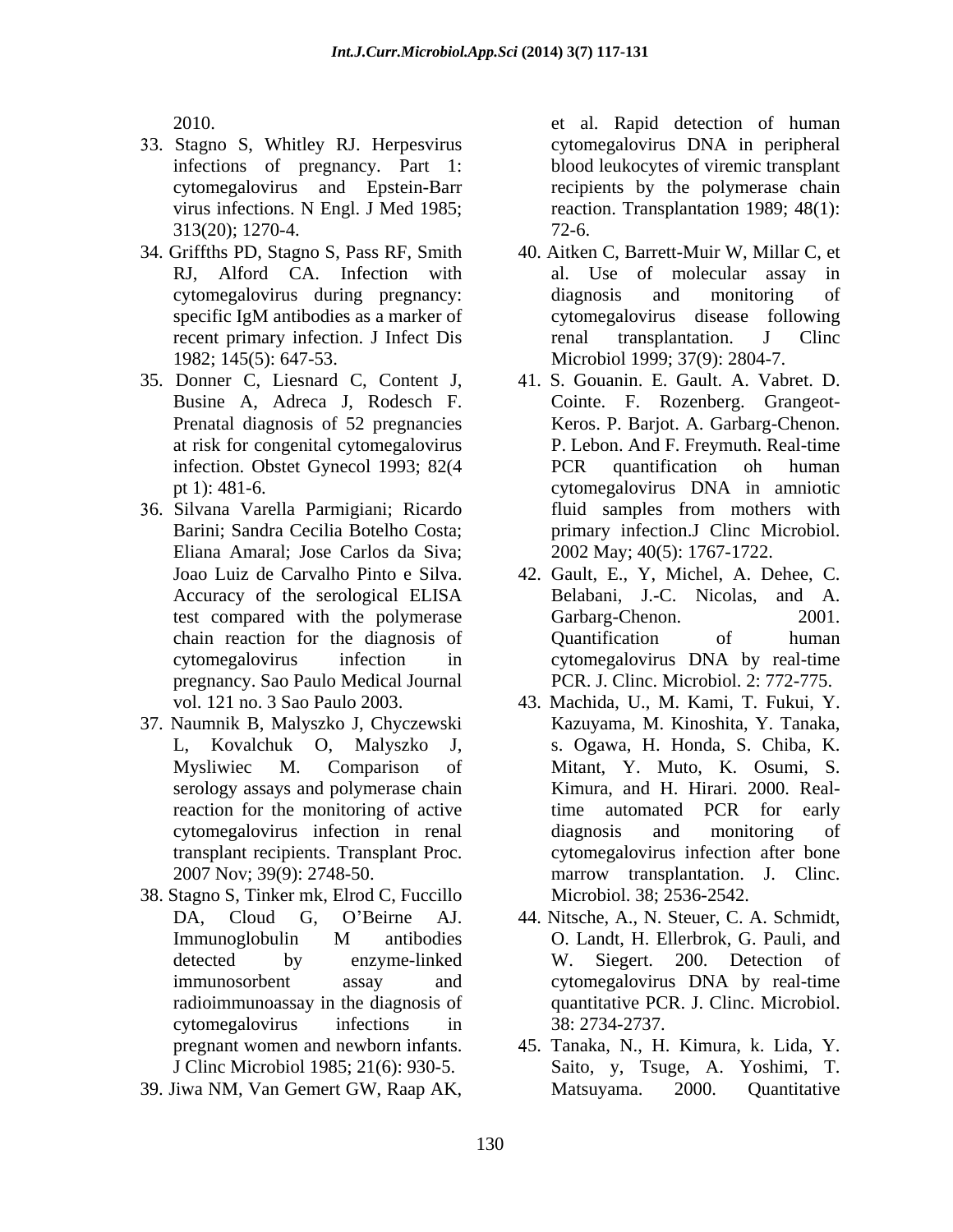2010.

33. Stagno S, Whitley RJ. Herpesvirus infections of pregnancy. Part 1: cytomegalovirus and Epstein-Barr virus infections. N Engl. J Med 1985; 313(20); 1270-4.
34. Griffths PD, Stagno S, Pass RF, Smith RJ, Alford CA. Infection with cytomegalovirus during pregnancy: specific IgM antibodies as a marker of recent primary infection. J Infect Dis 1982; 145(5): 647-53.
35. Donner C, Liesnard C, Content J, Busine A, Adreca J, Rodesch F. Prenatal diagnosis of 52 pregnancies at risk for congenital cytomegalovirus infection. Obstet Gynecol 1993; 82(4 pt 1): 481-6.
36. Silvana Varella Parmigiani; Ricardo Barini; Sandra Cecilia Botelho Costa; Eliana Amaral; Jose Carlos da Siva; Joao Luiz de Carvalho Pinto e Silva. Accuracy of the serological ELISA test compared with the polymerase chain reaction for the diagnosis of cytomegalovirus infection in pregnancy. Sao Paulo Medical Journal vol. 121 no. 3 Sao Paulo 2003.
37. Naumnik B, Malyszko J, Chyczewski L, Kovalchuk O, Malyszko J, Mysliwiec M. Comparison of serology assays and polymerase chain reaction for the monitoring of active cytomegalovirus infection in renal transplant recipients. Transplant Proc. 2007 Nov; 39(9): 2748-50.
38. Stagno S, Tinker mk, Elrod C, Fuccillo DA, Cloud G, O'Beirne AJ. Immunoglobulin M antibodies detected by enzyme-linked immunosorbent assay and radioimmunoassay in the diagnosis of cytomegalovirus infections in pregnant women and newborn infants. J Clinc Microbiol 1985; 21(6): 930-5.
39. Jiwa NM, Van Gemert GW, Raap AK, et al. Rapid detection of human cytomegalovirus DNA in peripheral blood leukocytes of viremic transplant recipients by the polymerase chain reaction. Transplantation 1989; 48(1): 72-6.
40. Aitken C, Barrett-Muir W, Millar C, et al. Use of molecular assay in diagnosis and monitoring of cytomegalovirus disease following renal transplantation. J Clinc Microbiol 1999; 37(9): 2804-7.
41. S. Gouanin. E. Gault. A. Vabret. D. Cointe. F. Rozenberg. Grangeot-Keros. P. Barjot. A. Garbarg-Chenon. P. Lebon. And F. Freymuth. Real-time PCR quantification oh human cytomegalovirus DNA in amniotic fluid samples from mothers with primary infection.J Clinc Microbiol. 2002 May; 40(5): 1767-1722.
42. Gault, E., Y, Michel, A. Dehee, C. Belabani, J.-C. Nicolas, and A. Garbarg-Chenon. 2001. Quantification of human cytomegalovirus DNA by real-time PCR. J. Clinc. Microbiol. 2: 772-775.
43. Machida, U., M. Kami, T. Fukui, Y. Kazuyama, M. Kinoshita, Y. Tanaka, s. Ogawa, H. Honda, S. Chiba, K. Mitant, Y. Muto, K. Osumi, S. Kimura, and H. Hirari. 2000. Real-time automated PCR for early diagnosis and monitoring of cytomegalovirus infection after bone marrow transplantation. J. Clinc. Microbiol. 38; 2536-2542.
44. Nitsche, A., N. Steuer, C. A. Schmidt, O. Landt, H. Ellerbrok, G. Pauli, and W. Siegert. 200. Detection of cytomegalovirus DNA by real-time quantitative PCR. J. Clinc. Microbiol. 38: 2734-2737.
45. Tanaka, N., H. Kimura, k. Lida, Y. Saito, y, Tsuge, A. Yoshimi, T. Matsuyama. 2000. Quantitative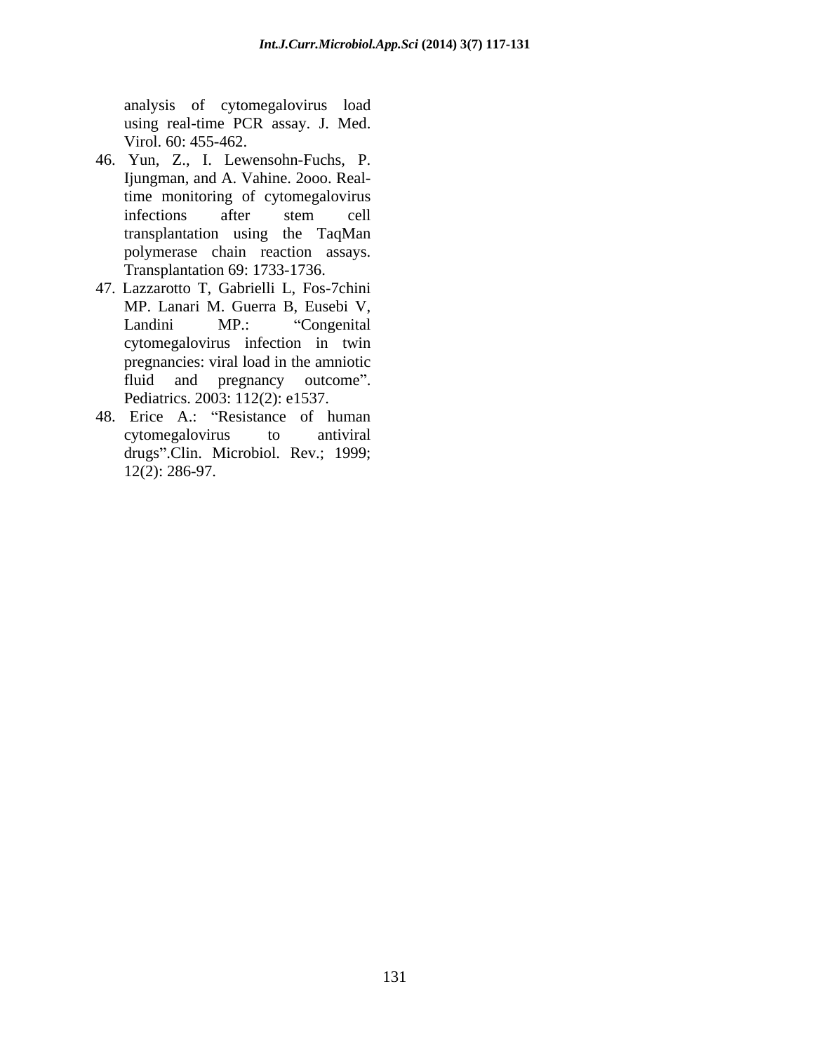analysis of cytomegalovirus load using real-time PCR assay. J. Med. Virol. 60: 455-462.

46. Yun, Z., I. Lewensohn-Fuchs, P. Ijungman, and A. Vahine. 2ooo. Real-time monitoring of cytomegalovirus infections after stem cell transplantation using the TaqMan polymerase chain reaction assays. Transplantation 69: 1733-1736.
47. Lazzarotto T, Gabrielli L, Fos-7chini MP. Lanari M. Guerra B, Eusebi V, Landini MP.: "Congenital cytomegalovirus infection in twin pregnancies: viral load in the amniotic fluid and pregnancy outcome". Pediatrics. 2003: 112(2): e1537.
48. Erice A.: "Resistance of human cytomegalovirus to antiviral drugs".Clin. Microbiol. Rev.; 1999; 12(2): 286-97.